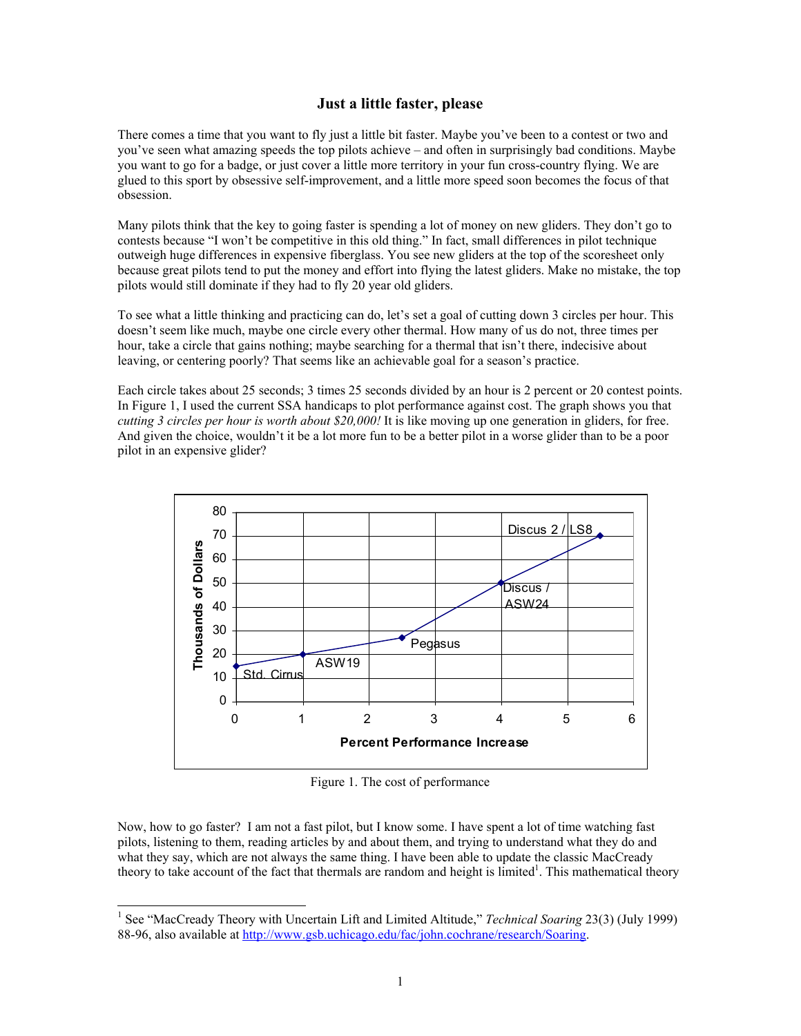# Just a little faster, please

There comes a time that you want to fly just a little bit faster. Maybe you've been to a contest or two and you've seen what amazing speeds the top pilots achieve – and often in surprisingly bad conditions. Maybe you want to go for a badge, or just cover a little more territory in your fun cross-country flying. We are glued to this sport by obsessive self-improvement, and a little more speed soon becomes the focus of that obsession.

Many pilots think that the key to going faster is spending a lot of money on new gliders. They don't go to contests because "I won't be competitive in this old thing." In fact, small differences in pilot technique outweigh huge differences in expensive fiberglass. You see new gliders at the top of the scoresheet only because great pilots tend to put the money and effort into flying the latest gliders. Make no mistake, the top pilots would still dominate if they had to fly 20 year old gliders.

To see what a little thinking and practicing can do, let's set a goal of cutting down 3 circles per hour. This doesn't seem like much, maybe one circle every other thermal. How many of us do not, three times per hour, take a circle that gains nothing; maybe searching for a thermal that isn't there, indecisive about leaving, or centering poorly? That seems like an achievable goal for a season's practice.

Each circle takes about 25 seconds; 3 times 25 seconds divided by an hour is 2 percent or 20 contest points. In Figure 1, I used the current SSA handicaps to plot performance against cost. The graph shows you that *cutting 3 circles per hour is worth about $20,000!* It is like moving up one generation in gliders, for free. And given the choice, wouldn't it be a lot more fun to be a better pilot in a worse glider than to be a poor pilot in an expensive glider?

Figure 1. The cost of performance

Now, how to go faster? I am not a fast pilot, but I know some. I have spent a lot of time watching fast pilots, listening to them, reading articles by and about them, and trying to understand what they do and what they say, which are not always the same thing. I have been able to update the classic MacCready theory to take account of the fact that thermals are random and height is limited[1]. This mathematical theory

[1] See "MacCready Theory with Uncertain Lift and Limited Altitude," *Technical Soaring* 23(3) (July 1999) 88-96, also available at http://www.gsb.uchicago.edu/fac/john.cochrane/research/Soaring.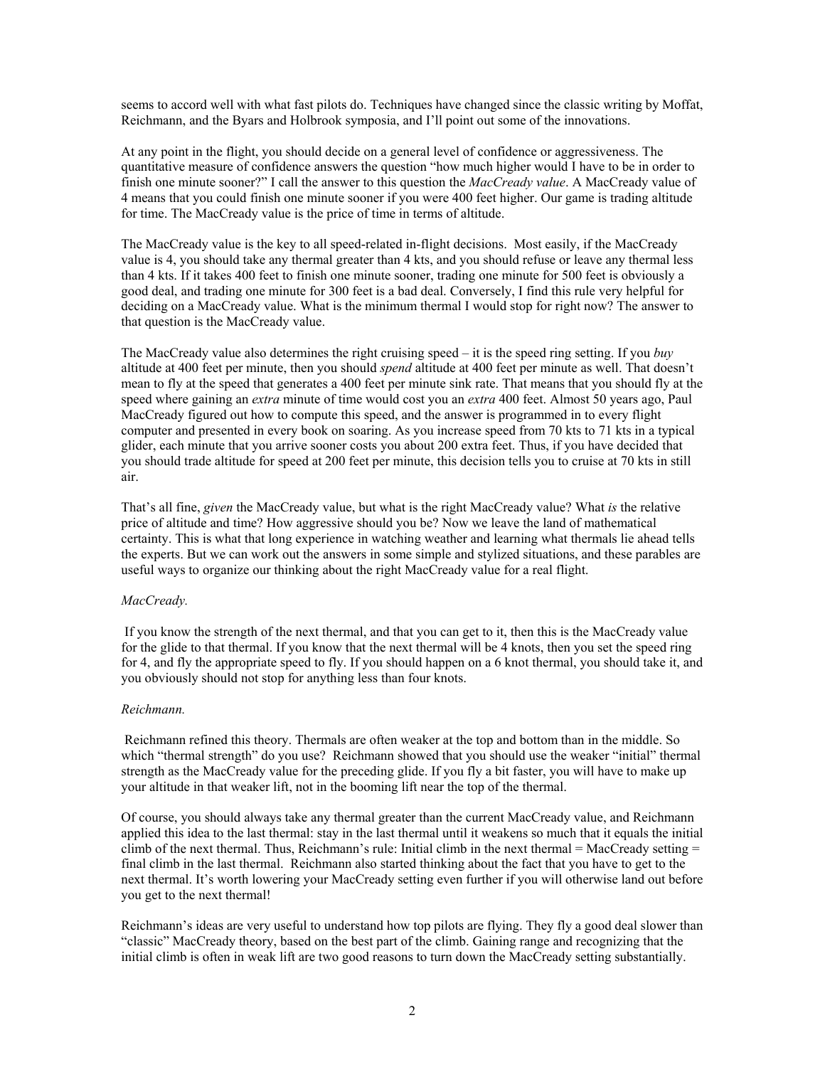seems to accord well with what fast pilots do. Techniques have changed since the classic writing by Moffat, Reichmann, and the Byars and Holbrook symposia, and I'll point out some of the innovations.

At any point in the flight, you should decide on a general level of confidence or aggressiveness. The quantitative measure of confidence answers the question "how much higher would I have to be in order to finish one minute sooner?" I call the answer to this question the *MacCready value*. A MacCready value of 4 means that you could finish one minute sooner if you were 400 feet higher. Our game is trading altitude for time. The MacCready value is the price of time in terms of altitude.

The MacCready value is the key to all speed-related in-flight decisions. Most easily, if the MacCready value is 4, you should take any thermal greater than 4 kts, and you should refuse or leave any thermal less than 4 kts. If it takes 400 feet to finish one minute sooner, trading one minute for 500 feet is obviously a good deal, and trading one minute for 300 feet is a bad deal. Conversely, I find this rule very helpful for deciding on a MacCready value. What is the minimum thermal I would stop for right now? The answer to that question is the MacCready value.

The MacCready value also determines the right cruising speed – it is the speed ring setting. If you *buy* altitude at 400 feet per minute, then you should *spend* altitude at 400 feet per minute as well. That doesn't mean to fly at the speed that generates a 400 feet per minute sink rate. That means that you should fly at the speed where gaining an *extra* minute of time would cost you an *extra* 400 feet. Almost 50 years ago, Paul MacCready figured out how to compute this speed, and the answer is programmed in to every flight computer and presented in every book on soaring. As you increase speed from 70 kts to 71 kts in a typical glider, each minute that you arrive sooner costs you about 200 extra feet. Thus, if you have decided that you should trade altitude for speed at 200 feet per minute, this decision tells you to cruise at 70 kts in still air.

That's all fine, *given* the MacCready value, but what is the right MacCready value? What *is* the relative price of altitude and time? How aggressive should you be? Now we leave the land of mathematical certainty. This is what that long experience in watching weather and learning what thermals lie ahead tells the experts. But we can work out the answers in some simple and stylized situations, and these parables are useful ways to organize our thinking about the right MacCready value for a real flight.

*MacCready.*

If you know the strength of the next thermal, and that you can get to it, then this is the MacCready value for the glide to that thermal. If you know that the next thermal will be 4 knots, then you set the speed ring for 4, and fly the appropriate speed to fly. If you should happen on a 6 knot thermal, you should take it, and you obviously should not stop for anything less than four knots.

*Reichmann.*

Reichmann refined this theory. Thermals are often weaker at the top and bottom than in the middle. So which "thermal strength" do you use? Reichmann showed that you should use the weaker "initial" thermal strength as the MacCready value for the preceding glide. If you fly a bit faster, you will have to make up your altitude in that weaker lift, not in the booming lift near the top of the thermal.

Of course, you should always take any thermal greater than the current MacCready value, and Reichmann applied this idea to the last thermal: stay in the last thermal until it weakens so much that it equals the initial climb of the next thermal. Thus, Reichmann's rule: Initial climb in the next thermal = MacCready setting = final climb in the last thermal. Reichmann also started thinking about the fact that you have to get to the next thermal. It's worth lowering your MacCready setting even further if you will otherwise land out before you get to the next thermal!

Reichmann's ideas are very useful to understand how top pilots are flying. They fly a good deal slower than "classic" MacCready theory, based on the best part of the climb. Gaining range and recognizing that the initial climb is often in weak lift are two good reasons to turn down the MacCready setting substantially.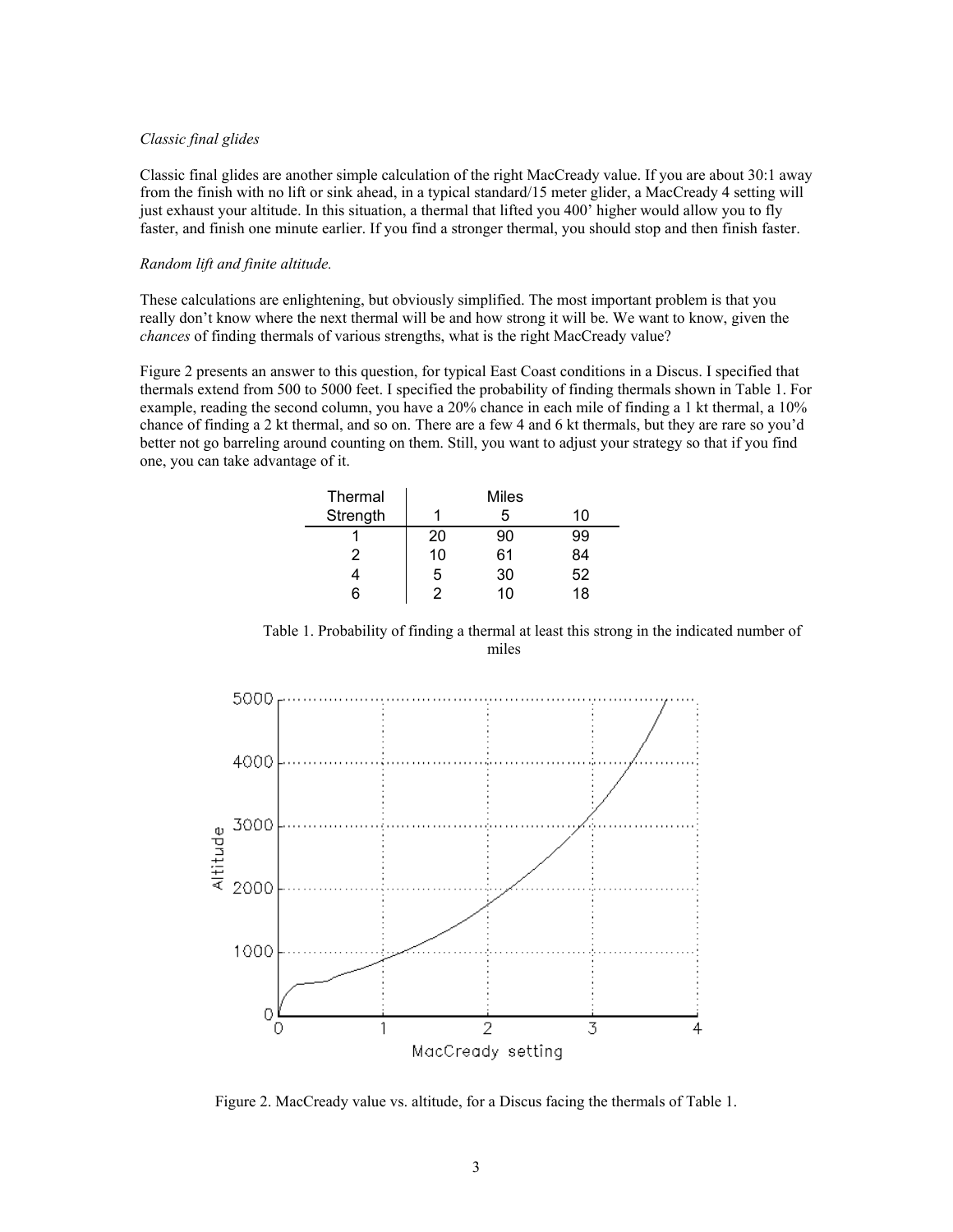*Classic final glides*

Classic final glides are another simple calculation of the right MacCready value. If you are about 30:1 away from the finish with no lift or sink ahead, in a typical standard/15 meter glider, a MacCready 4 setting will just exhaust your altitude. In this situation, a thermal that lifted you 400' higher would allow you to fly faster, and finish one minute earlier. If you find a stronger thermal, you should stop and then finish faster.

*Random lift and finite altitude.*

These calculations are enlightening, but obviously simplified. The most important problem is that you really don't know where the next thermal will be and how strong it will be. We want to know, given the *chances* of finding thermals of various strengths, what is the right MacCready value?

Figure 2 presents an answer to this question, for typical East Coast conditions in a Discus. I specified that thermals extend from 500 to 5000 feet. I specified the probability of finding thermals shown in Table 1. For example, reading the second column, you have a 20% chance in each mile of finding a 1 kt thermal, a 10% chance of finding a 2 kt thermal, and so on. There are a few 4 and 6 kt thermals, but they are rare so you'd better not go barreling around counting on them. Still, you want to adjust your strategy so that if you find one, you can take advantage of it.

| Thermal | Miles | | |
|---|---|---|---|
| Strength | 1 | 5 | 10 |
| 1 | 20 | 90 | 99 |
| 2 | 10 | 61 | 84 |
| 4 | 5 | 30 | 52 |
| 6 | 2 | 10 | 18 |

Table 1. Probability of finding a thermal at least this strong in the indicated number of miles

Figure 2. MacCready value vs. altitude, for a Discus facing the thermals of Table 1.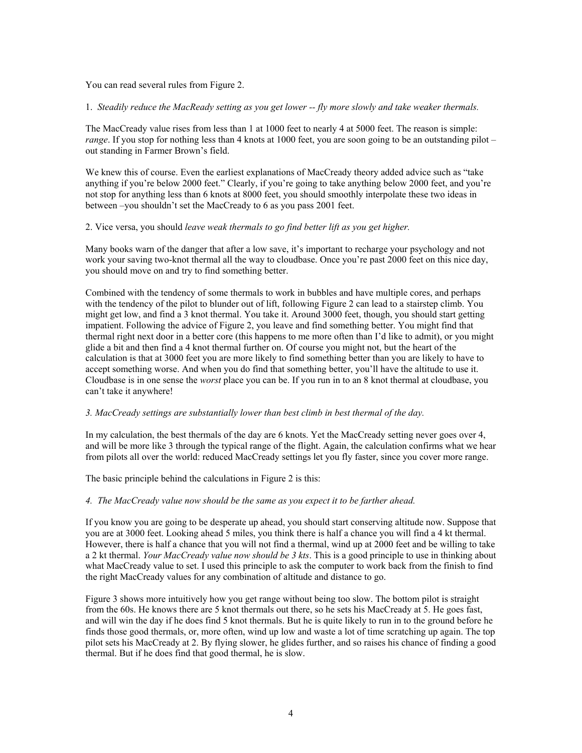You can read several rules from Figure 2.

1. *Steadily reduce the MacReady setting as you get lower -- fly more slowly and take weaker thermals.*

The MacCready value rises from less than 1 at 1000 feet to nearly 4 at 5000 feet. The reason is simple: *range*. If you stop for nothing less than 4 knots at 1000 feet, you are soon going to be an outstanding pilot – out standing in Farmer Brown's field.

We knew this of course. Even the earliest explanations of MacCready theory added advice such as "take anything if you're below 2000 feet." Clearly, if you're going to take anything below 2000 feet, and you're not stop for anything less than 6 knots at 8000 feet, you should smoothly interpolate these two ideas in between –you shouldn't set the MacCready to 6 as you pass 2001 feet.

2. Vice versa, you should *leave weak thermals to go find better lift as you get higher.*

Many books warn of the danger that after a low save, it's important to recharge your psychology and not work your saving two-knot thermal all the way to cloudbase. Once you're past 2000 feet on this nice day, you should move on and try to find something better.

Combined with the tendency of some thermals to work in bubbles and have multiple cores, and perhaps with the tendency of the pilot to blunder out of lift, following Figure 2 can lead to a stairstep climb. You might get low, and find a 3 knot thermal. You take it. Around 3000 feet, though, you should start getting impatient. Following the advice of Figure 2, you leave and find something better. You might find that thermal right next door in a better core (this happens to me more often than I'd like to admit), or you might glide a bit and then find a 4 knot thermal further on. Of course you might not, but the heart of the calculation is that at 3000 feet you are more likely to find something better than you are likely to have to accept something worse. And when you do find that something better, you'll have the altitude to use it. Cloudbase is in one sense the *worst* place you can be. If you run in to an 8 knot thermal at cloudbase, you can't take it anywhere!

*3. MacCready settings are substantially lower than best climb in best thermal of the day.*

In my calculation, the best thermals of the day are 6 knots. Yet the MacCready setting never goes over 4, and will be more like 3 through the typical range of the flight. Again, the calculation confirms what we hear from pilots all over the world: reduced MacCready settings let you fly faster, since you cover more range.

The basic principle behind the calculations in Figure 2 is this:

*4. The MacCready value now should be the same as you expect it to be farther ahead.*

If you know you are going to be desperate up ahead, you should start conserving altitude now. Suppose that you are at 3000 feet. Looking ahead 5 miles, you think there is half a chance you will find a 4 kt thermal. However, there is half a chance that you will not find a thermal, wind up at 2000 feet and be willing to take a 2 kt thermal. *Your MacCready value now should be 3 kts*. This is a good principle to use in thinking about what MacCready value to set. I used this principle to ask the computer to work back from the finish to find the right MacCready values for any combination of altitude and distance to go.

Figure 3 shows more intuitively how you get range without being too slow. The bottom pilot is straight from the 60s. He knows there are 5 knot thermals out there, so he sets his MacCready at 5. He goes fast, and will win the day if he does find 5 knot thermals. But he is quite likely to run in to the ground before he finds those good thermals, or, more often, wind up low and waste a lot of time scratching up again. The top pilot sets his MacCready at 2. By flying slower, he glides further, and so raises his chance of finding a good thermal. But if he does find that good thermal, he is slow.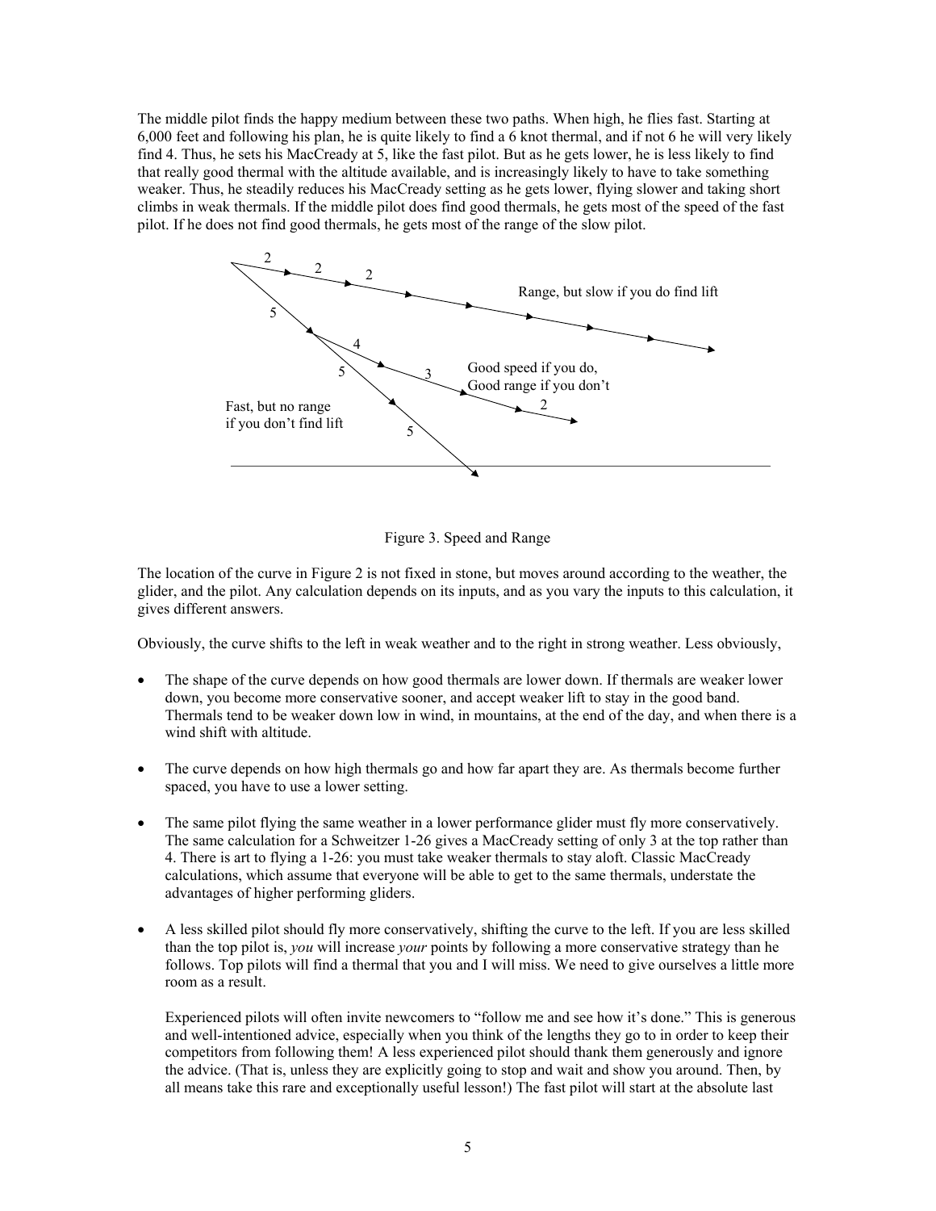The middle pilot finds the happy medium between these two paths. When high, he flies fast. Starting at 6,000 feet and following his plan, he is quite likely to find a 6 knot thermal, and if not 6 he will very likely find 4. Thus, he sets his MacCready at 5, like the fast pilot. But as he gets lower, he is less likely to find that really good thermal with the altitude available, and is increasingly likely to have to take something weaker. Thus, he steadily reduces his MacCready setting as he gets lower, flying slower and taking short climbs in weak thermals. If the middle pilot does find good thermals, he gets most of the speed of the fast pilot. If he does not find good thermals, he gets most of the range of the slow pilot.

Figure 3. Speed and Range

The location of the curve in Figure 2 is not fixed in stone, but moves around according to the weather, the glider, and the pilot. Any calculation depends on its inputs, and as you vary the inputs to this calculation, it gives different answers.

Obviously, the curve shifts to the left in weak weather and to the right in strong weather. Less obviously,

- The shape of the curve depends on how good thermals are lower down. If thermals are weaker lower down, you become more conservative sooner, and accept weaker lift to stay in the good band. Thermals tend to be weaker down low in wind, in mountains, at the end of the day, and when there is a wind shift with altitude.

- The curve depends on how high thermals go and how far apart they are. As thermals become further spaced, you have to use a lower setting.

- The same pilot flying the same weather in a lower performance glider must fly more conservatively. The same calculation for a Schweitzer 1-26 gives a MacCready setting of only 3 at the top rather than 4. There is art to flying a 1-26: you must take weaker thermals to stay aloft. Classic MacCready calculations, which assume that everyone will be able to get to the same thermals, understate the advantages of higher performing gliders.

- A less skilled pilot should fly more conservatively, shifting the curve to the left. If you are less skilled than the top pilot is, *you* will increase *your* points by following a more conservative strategy than he follows. Top pilots will find a thermal that you and I will miss. We need to give ourselves a little more room as a result.

  Experienced pilots will often invite newcomers to "follow me and see how it's done." This is generous and well-intentioned advice, especially when you think of the lengths they go to in order to keep their competitors from following them! A less experienced pilot should thank them generously and ignore the advice. (That is, unless they are explicitly going to stop and wait and show you around. Then, by all means take this rare and exceptionally useful lesson!) The fast pilot will start at the absolute last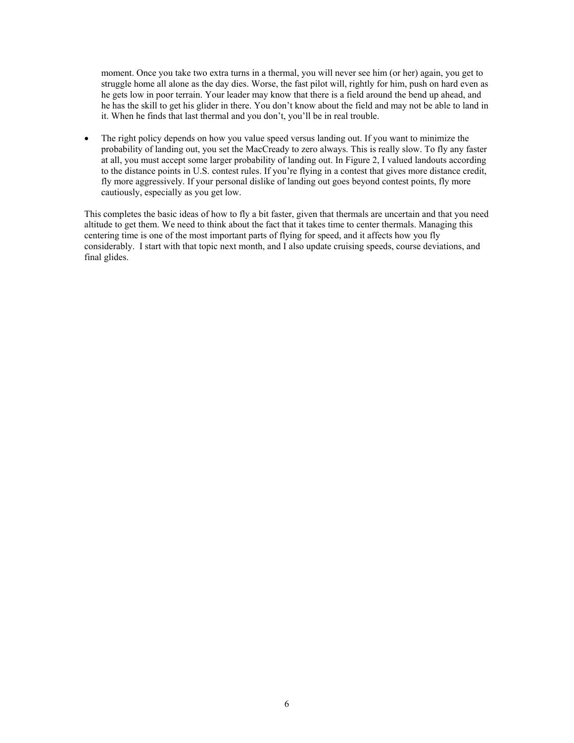moment. Once you take two extra turns in a thermal, you will never see him (or her) again, you get to struggle home all alone as the day dies. Worse, the fast pilot will, rightly for him, push on hard even as he gets low in poor terrain. Your leader may know that there is a field around the bend up ahead, and he has the skill to get his glider in there. You don't know about the field and may not be able to land in it. When he finds that last thermal and you don't, you'll be in real trouble.

- The right policy depends on how you value speed versus landing out. If you want to minimize the probability of landing out, you set the MacCready to zero always. This is really slow. To fly any faster at all, you must accept some larger probability of landing out. In Figure 2, I valued landouts according to the distance points in U.S. contest rules. If you're flying in a contest that gives more distance credit, fly more aggressively. If your personal dislike of landing out goes beyond contest points, fly more cautiously, especially as you get low.

This completes the basic ideas of how to fly a bit faster, given that thermals are uncertain and that you need altitude to get them. We need to think about the fact that it takes time to center thermals. Managing this centering time is one of the most important parts of flying for speed, and it affects how you fly considerably. I start with that topic next month, and I also update cruising speeds, course deviations, and final glides.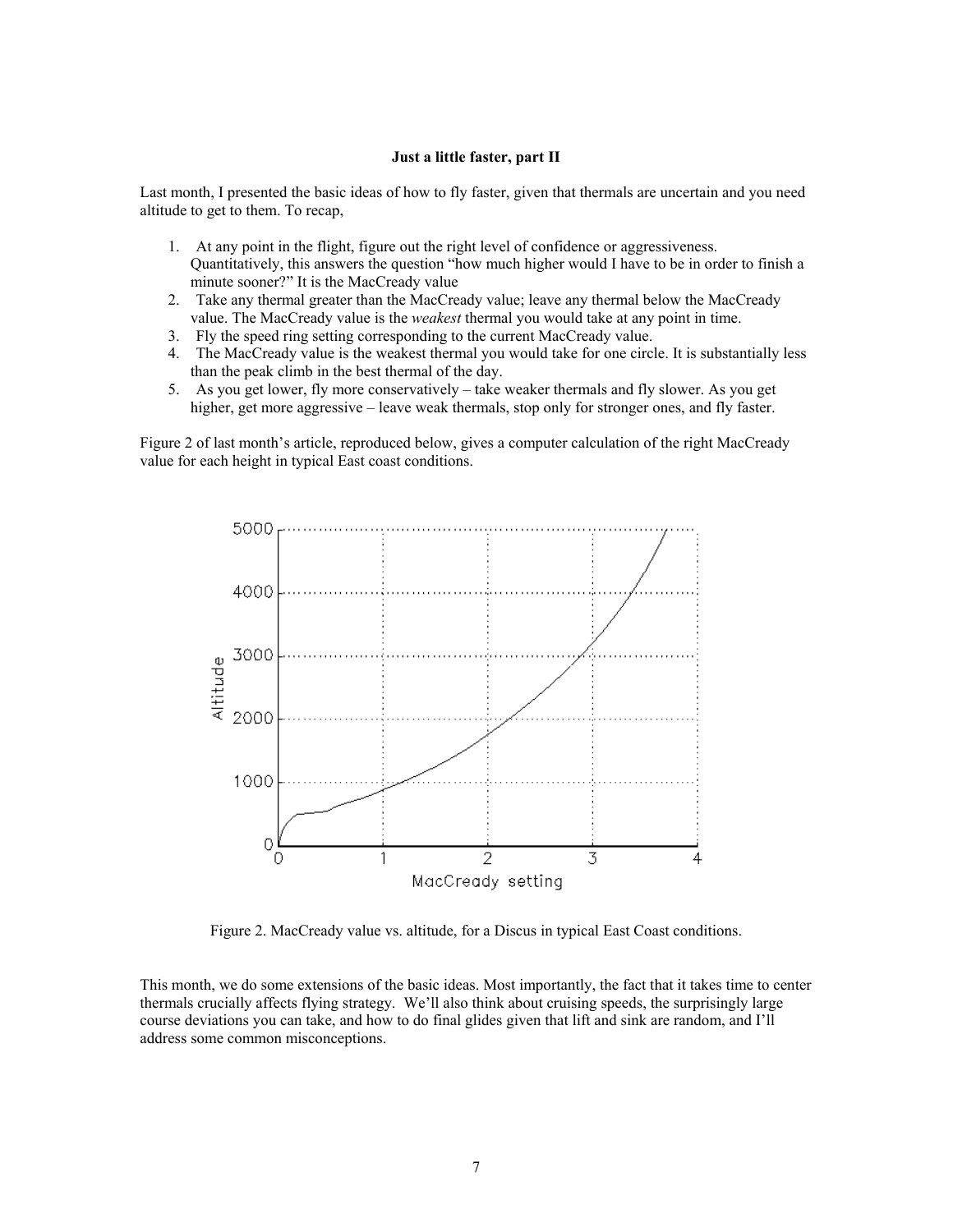**Just a little faster, part II**

Last month, I presented the basic ideas of how to fly faster, given that thermals are uncertain and you need altitude to get to them. To recap,

1. At any point in the flight, figure out the right level of confidence or aggressiveness. Quantitatively, this answers the question "how much higher would I have to be in order to finish a minute sooner?" It is the MacCready value
2. Take any thermal greater than the MacCready value; leave any thermal below the MacCready value. The MacCready value is the *weakest* thermal you would take at any point in time.
3. Fly the speed ring setting corresponding to the current MacCready value.
4. The MacCready value is the weakest thermal you would take for one circle. It is substantially less than the peak climb in the best thermal of the day.
5. As you get lower, fly more conservatively – take weaker thermals and fly slower. As you get higher, get more aggressive – leave weak thermals, stop only for stronger ones, and fly faster.

Figure 2 of last month's article, reproduced below, gives a computer calculation of the right MacCready value for each height in typical East coast conditions.

Figure 2. MacCready value vs. altitude, for a Discus in typical East Coast conditions.

This month, we do some extensions of the basic ideas. Most importantly, the fact that it takes time to center thermals crucially affects flying strategy. We'll also think about cruising speeds, the surprisingly large course deviations you can take, and how to do final glides given that lift and sink are random, and I'll address some common misconceptions.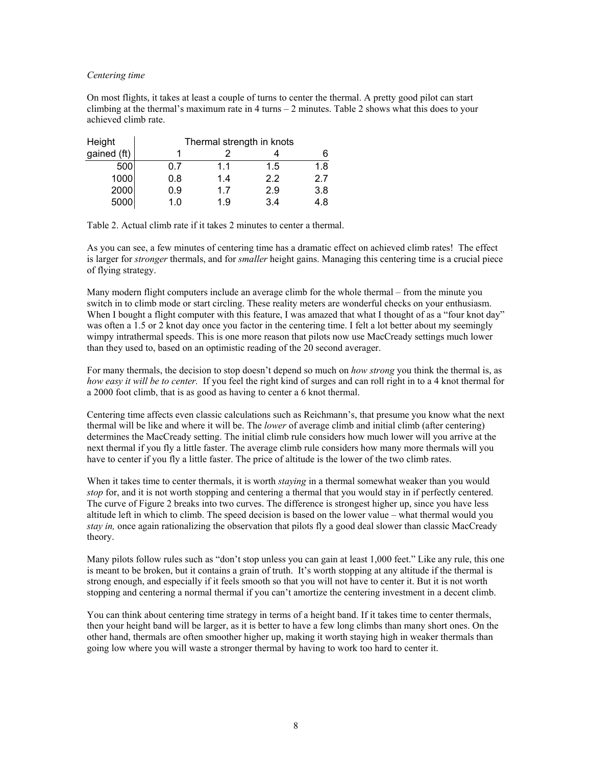*Centering time*

On most flights, it takes at least a couple of turns to center the thermal. A pretty good pilot can start climbing at the thermal's maximum rate in 4 turns – 2 minutes. Table 2 shows what this does to your achieved climb rate.

| Height gained (ft) | Thermal strength in knots | | | |
|---|---|---|---|---|
| | 1 | 2 | 4 | 6 |
| 500 | 0.7 | 1.1 | 1.5 | 1.8 |
| 1000 | 0.8 | 1.4 | 2.2 | 2.7 |
| 2000 | 0.9 | 1.7 | 2.9 | 3.8 |
| 5000 | 1.0 | 1.9 | 3.4 | 4.8 |

Table 2. Actual climb rate if it takes 2 minutes to center a thermal.

As you can see, a few minutes of centering time has a dramatic effect on achieved climb rates! The effect is larger for *stronger* thermals, and for *smaller* height gains. Managing this centering time is a crucial piece of flying strategy.

Many modern flight computers include an average climb for the whole thermal – from the minute you switch in to climb mode or start circling. These reality meters are wonderful checks on your enthusiasm. When I bought a flight computer with this feature, I was amazed that what I thought of as a "four knot day" was often a 1.5 or 2 knot day once you factor in the centering time. I felt a lot better about my seemingly wimpy intrathermal speeds. This is one more reason that pilots now use MacCready settings much lower than they used to, based on an optimistic reading of the 20 second averager.

For many thermals, the decision to stop doesn't depend so much on *how strong* you think the thermal is, as *how easy it will be to center.* If you feel the right kind of surges and can roll right in to a 4 knot thermal for a 2000 foot climb, that is as good as having to center a 6 knot thermal.

Centering time affects even classic calculations such as Reichmann's, that presume you know what the next thermal will be like and where it will be. The *lower* of average climb and initial climb (after centering) determines the MacCready setting. The initial climb rule considers how much lower will you arrive at the next thermal if you fly a little faster. The average climb rule considers how many more thermals will you have to center if you fly a little faster. The price of altitude is the lower of the two climb rates.

When it takes time to center thermals, it is worth *staying* in a thermal somewhat weaker than you would *stop* for, and it is not worth stopping and centering a thermal that you would stay in if perfectly centered. The curve of Figure 2 breaks into two curves. The difference is strongest higher up, since you have less altitude left in which to climb. The speed decision is based on the lower value – what thermal would you *stay in,* once again rationalizing the observation that pilots fly a good deal slower than classic MacCready theory.

Many pilots follow rules such as "don't stop unless you can gain at least 1,000 feet." Like any rule, this one is meant to be broken, but it contains a grain of truth. It's worth stopping at any altitude if the thermal is strong enough, and especially if it feels smooth so that you will not have to center it. But it is not worth stopping and centering a normal thermal if you can't amortize the centering investment in a decent climb.

You can think about centering time strategy in terms of a height band. If it takes time to center thermals, then your height band will be larger, as it is better to have a few long climbs than many short ones. On the other hand, thermals are often smoother higher up, making it worth staying high in weaker thermals than going low where you will waste a stronger thermal by having to work too hard to center it.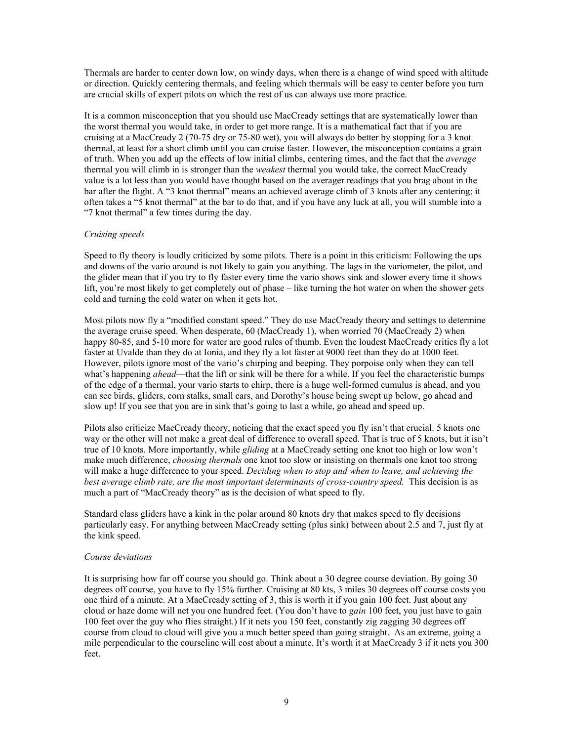Thermals are harder to center down low, on windy days, when there is a change of wind speed with altitude or direction. Quickly centering thermals, and feeling which thermals will be easy to center before you turn are crucial skills of expert pilots on which the rest of us can always use more practice.

It is a common misconception that you should use MacCready settings that are systematically lower than the worst thermal you would take, in order to get more range. It is a mathematical fact that if you are cruising at a MacCready 2 (70-75 dry or 75-80 wet), you will always do better by stopping for a 3 knot thermal, at least for a short climb until you can cruise faster. However, the misconception contains a grain of truth. When you add up the effects of low initial climbs, centering times, and the fact that the *average* thermal you will climb in is stronger than the *weakest* thermal you would take, the correct MacCready value is a lot less than you would have thought based on the averager readings that you brag about in the bar after the flight. A "3 knot thermal" means an achieved average climb of 3 knots after any centering; it often takes a "5 knot thermal" at the bar to do that, and if you have any luck at all, you will stumble into a "7 knot thermal" a few times during the day.

*Cruising speeds*

Speed to fly theory is loudly criticized by some pilots. There is a point in this criticism: Following the ups and downs of the vario around is not likely to gain you anything. The lags in the variometer, the pilot, and the glider mean that if you try to fly faster every time the vario shows sink and slower every time it shows lift, you're most likely to get completely out of phase – like turning the hot water on when the shower gets cold and turning the cold water on when it gets hot.

Most pilots now fly a "modified constant speed." They do use MacCready theory and settings to determine the average cruise speed. When desperate, 60 (MacCready 1), when worried 70 (MacCready 2) when happy 80-85, and 5-10 more for water are good rules of thumb. Even the loudest MacCready critics fly a lot faster at Uvalde than they do at Ionia, and they fly a lot faster at 9000 feet than they do at 1000 feet. However, pilots ignore most of the vario's chirping and beeping. They porpoise only when they can tell what's happening *ahead*—that the lift or sink will be there for a while. If you feel the characteristic bumps of the edge of a thermal, your vario starts to chirp, there is a huge well-formed cumulus is ahead, and you can see birds, gliders, corn stalks, small cars, and Dorothy's house being swept up below, go ahead and slow up! If you see that you are in sink that's going to last a while, go ahead and speed up.

Pilots also criticize MacCready theory, noticing that the exact speed you fly isn't that crucial. 5 knots one way or the other will not make a great deal of difference to overall speed. That is true of 5 knots, but it isn't true of 10 knots. More importantly, while *gliding* at a MacCready setting one knot too high or low won't make much difference, *choosing thermals* one knot too slow or insisting on thermals one knot too strong will make a huge difference to your speed. *Deciding when to stop and when to leave, and achieving the best average climb rate, are the most important determinants of cross-country speed.* This decision is as much a part of "MacCready theory" as is the decision of what speed to fly.

Standard class gliders have a kink in the polar around 80 knots dry that makes speed to fly decisions particularly easy. For anything between MacCready setting (plus sink) between about 2.5 and 7, just fly at the kink speed.

*Course deviations*

It is surprising how far off course you should go. Think about a 30 degree course deviation. By going 30 degrees off course, you have to fly 15% further. Cruising at 80 kts, 3 miles 30 degrees off course costs you one third of a minute. At a MacCready setting of 3, this is worth it if you gain 100 feet. Just about any cloud or haze dome will net you one hundred feet. (You don't have to *gain* 100 feet, you just have to gain 100 feet over the guy who flies straight.) If it nets you 150 feet, constantly zig zagging 30 degrees off course from cloud to cloud will give you a much better speed than going straight. As an extreme, going a mile perpendicular to the courseline will cost about a minute. It's worth it at MacCready 3 if it nets you 300 feet.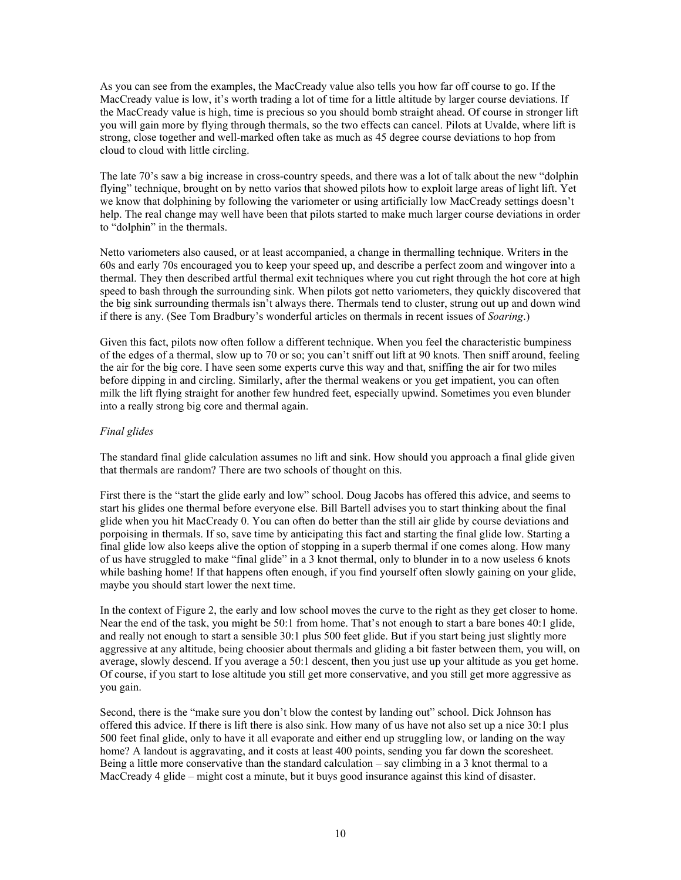As you can see from the examples, the MacCready value also tells you how far off course to go. If the MacCready value is low, it's worth trading a lot of time for a little altitude by larger course deviations. If the MacCready value is high, time is precious so you should bomb straight ahead. Of course in stronger lift you will gain more by flying through thermals, so the two effects can cancel. Pilots at Uvalde, where lift is strong, close together and well-marked often take as much as 45 degree course deviations to hop from cloud to cloud with little circling.

The late 70's saw a big increase in cross-country speeds, and there was a lot of talk about the new "dolphin flying" technique, brought on by netto varios that showed pilots how to exploit large areas of light lift. Yet we know that dolphining by following the variometer or using artificially low MacCready settings doesn't help. The real change may well have been that pilots started to make much larger course deviations in order to "dolphin" in the thermals.

Netto variometers also caused, or at least accompanied, a change in thermalling technique. Writers in the 60s and early 70s encouraged you to keep your speed up, and describe a perfect zoom and wingover into a thermal. They then described artful thermal exit techniques where you cut right through the hot core at high speed to bash through the surrounding sink. When pilots got netto variometers, they quickly discovered that the big sink surrounding thermals isn't always there. Thermals tend to cluster, strung out up and down wind if there is any. (See Tom Bradbury's wonderful articles on thermals in recent issues of *Soaring*.)

Given this fact, pilots now often follow a different technique. When you feel the characteristic bumpiness of the edges of a thermal, slow up to 70 or so; you can't sniff out lift at 90 knots. Then sniff around, feeling the air for the big core. I have seen some experts curve this way and that, sniffing the air for two miles before dipping in and circling. Similarly, after the thermal weakens or you get impatient, you can often milk the lift flying straight for another few hundred feet, especially upwind. Sometimes you even blunder into a really strong big core and thermal again.

*Final glides*

The standard final glide calculation assumes no lift and sink. How should you approach a final glide given that thermals are random? There are two schools of thought on this.

First there is the "start the glide early and low" school. Doug Jacobs has offered this advice, and seems to start his glides one thermal before everyone else. Bill Bartell advises you to start thinking about the final glide when you hit MacCready 0. You can often do better than the still air glide by course deviations and porpoising in thermals. If so, save time by anticipating this fact and starting the final glide low. Starting a final glide low also keeps alive the option of stopping in a superb thermal if one comes along. How many of us have struggled to make "final glide" in a 3 knot thermal, only to blunder in to a now useless 6 knots while bashing home! If that happens often enough, if you find yourself often slowly gaining on your glide, maybe you should start lower the next time.

In the context of Figure 2, the early and low school moves the curve to the right as they get closer to home. Near the end of the task, you might be 50:1 from home. That's not enough to start a bare bones 40:1 glide, and really not enough to start a sensible 30:1 plus 500 feet glide. But if you start being just slightly more aggressive at any altitude, being choosier about thermals and gliding a bit faster between them, you will, on average, slowly descend. If you average a 50:1 descent, then you just use up your altitude as you get home. Of course, if you start to lose altitude you still get more conservative, and you still get more aggressive as you gain.

Second, there is the "make sure you don't blow the contest by landing out" school. Dick Johnson has offered this advice. If there is lift there is also sink. How many of us have not also set up a nice 30:1 plus 500 feet final glide, only to have it all evaporate and either end up struggling low, or landing on the way home? A landout is aggravating, and it costs at least 400 points, sending you far down the scoresheet. Being a little more conservative than the standard calculation – say climbing in a 3 knot thermal to a MacCready 4 glide – might cost a minute, but it buys good insurance against this kind of disaster.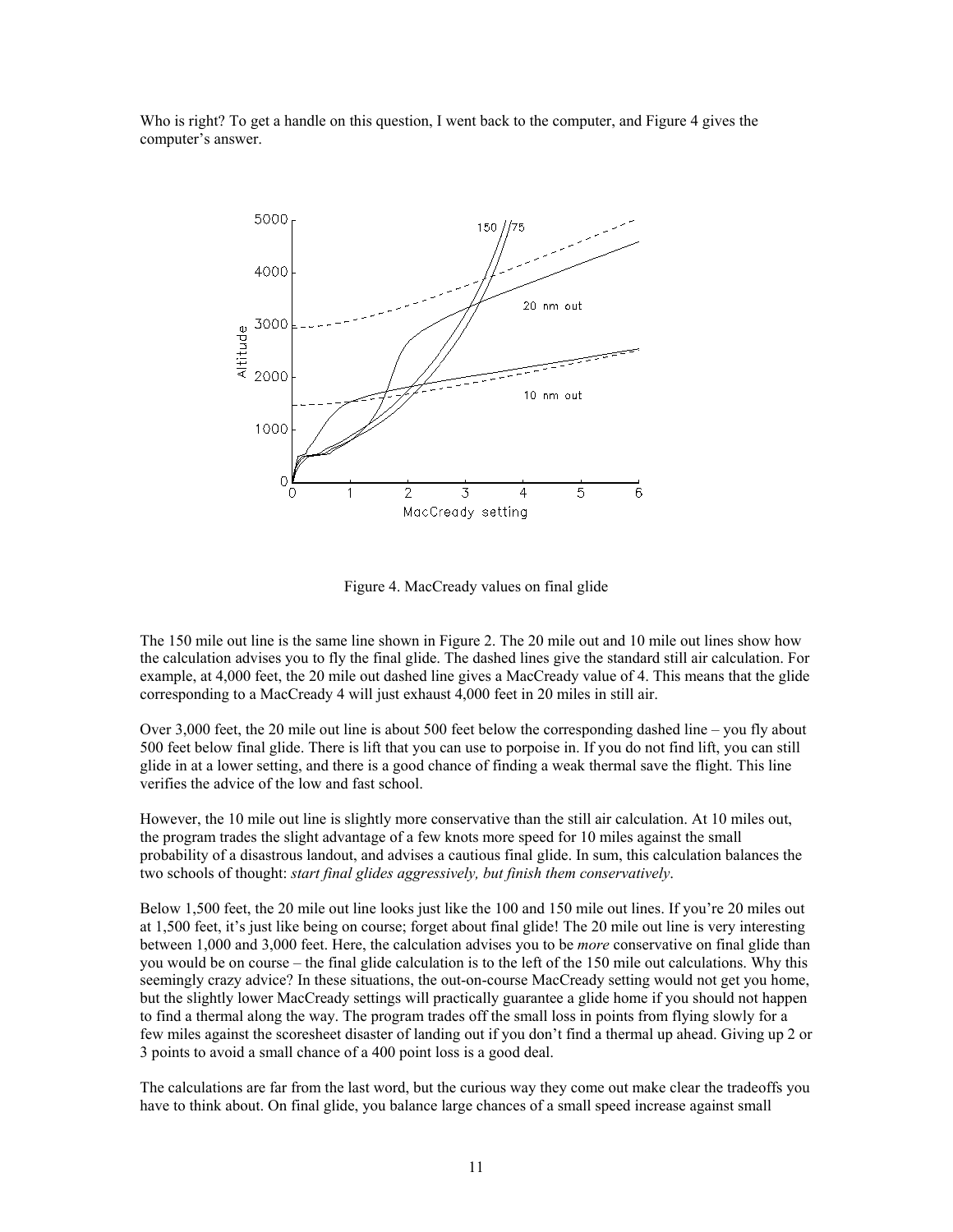Who is right? To get a handle on this question, I went back to the computer, and Figure 4 gives the computer's answer.

Figure 4. MacCready values on final glide

The 150 mile out line is the same line shown in Figure 2. The 20 mile out and 10 mile out lines show how the calculation advises you to fly the final glide. The dashed lines give the standard still air calculation. For example, at 4,000 feet, the 20 mile out dashed line gives a MacCready value of 4. This means that the glide corresponding to a MacCready 4 will just exhaust 4,000 feet in 20 miles in still air.

Over 3,000 feet, the 20 mile out line is about 500 feet below the corresponding dashed line – you fly about 500 feet below final glide. There is lift that you can use to porpoise in. If you do not find lift, you can still glide in at a lower setting, and there is a good chance of finding a weak thermal save the flight. This line verifies the advice of the low and fast school.

However, the 10 mile out line is slightly more conservative than the still air calculation. At 10 miles out, the program trades the slight advantage of a few knots more speed for 10 miles against the small probability of a disastrous landout, and advises a cautious final glide. In sum, this calculation balances the two schools of thought: *start final glides aggressively, but finish them conservatively*.

Below 1,500 feet, the 20 mile out line looks just like the 100 and 150 mile out lines. If you're 20 miles out at 1,500 feet, it's just like being on course; forget about final glide! The 20 mile out line is very interesting between 1,000 and 3,000 feet. Here, the calculation advises you to be *more* conservative on final glide than you would be on course – the final glide calculation is to the left of the 150 mile out calculations. Why this seemingly crazy advice? In these situations, the out-on-course MacCready setting would not get you home, but the slightly lower MacCready settings will practically guarantee a glide home if you should not happen to find a thermal along the way. The program trades off the small loss in points from flying slowly for a few miles against the scoresheet disaster of landing out if you don't find a thermal up ahead. Giving up 2 or 3 points to avoid a small chance of a 400 point loss is a good deal.

The calculations are far from the last word, but the curious way they come out make clear the tradeoffs you have to think about. On final glide, you balance large chances of a small speed increase against small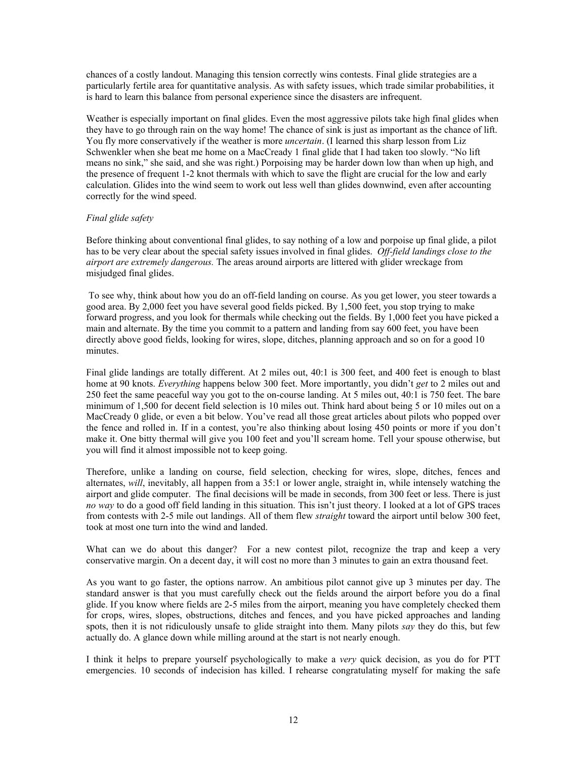chances of a costly landout. Managing this tension correctly wins contests. Final glide strategies are a particularly fertile area for quantitative analysis. As with safety issues, which trade similar probabilities, it is hard to learn this balance from personal experience since the disasters are infrequent.

Weather is especially important on final glides. Even the most aggressive pilots take high final glides when they have to go through rain on the way home! The chance of sink is just as important as the chance of lift. You fly more conservatively if the weather is more *uncertain*. (I learned this sharp lesson from Liz Schwenkler when she beat me home on a MacCready 1 final glide that I had taken too slowly. "No lift means no sink," she said, and she was right.) Porpoising may be harder down low than when up high, and the presence of frequent 1-2 knot thermals with which to save the flight are crucial for the low and early calculation. Glides into the wind seem to work out less well than glides downwind, even after accounting correctly for the wind speed.

*Final glide safety*

Before thinking about conventional final glides, to say nothing of a low and porpoise up final glide, a pilot has to be very clear about the special safety issues involved in final glides. *Off-field landings close to the airport are extremely dangerous.* The areas around airports are littered with glider wreckage from misjudged final glides.

To see why, think about how you do an off-field landing on course. As you get lower, you steer towards a good area. By 2,000 feet you have several good fields picked. By 1,500 feet, you stop trying to make forward progress, and you look for thermals while checking out the fields. By 1,000 feet you have picked a main and alternate. By the time you commit to a pattern and landing from say 600 feet, you have been directly above good fields, looking for wires, slope, ditches, planning approach and so on for a good 10 minutes.

Final glide landings are totally different. At 2 miles out, 40:1 is 300 feet, and 400 feet is enough to blast home at 90 knots. *Everything* happens below 300 feet. More importantly, you didn't *get* to 2 miles out and 250 feet the same peaceful way you got to the on-course landing. At 5 miles out, 40:1 is 750 feet. The bare minimum of 1,500 for decent field selection is 10 miles out. Think hard about being 5 or 10 miles out on a MacCready 0 glide, or even a bit below. You've read all those great articles about pilots who popped over the fence and rolled in. If in a contest, you're also thinking about losing 450 points or more if you don't make it. One bitty thermal will give you 100 feet and you'll scream home. Tell your spouse otherwise, but you will find it almost impossible not to keep going.

Therefore, unlike a landing on course, field selection, checking for wires, slope, ditches, fences and alternates, *will*, inevitably, all happen from a 35:1 or lower angle, straight in, while intensely watching the airport and glide computer. The final decisions will be made in seconds, from 300 feet or less. There is just *no way* to do a good off field landing in this situation. This isn't just theory. I looked at a lot of GPS traces from contests with 2-5 mile out landings. All of them flew *straight* toward the airport until below 300 feet, took at most one turn into the wind and landed.

What can we do about this danger? For a new contest pilot, recognize the trap and keep a very conservative margin. On a decent day, it will cost no more than 3 minutes to gain an extra thousand feet.

As you want to go faster, the options narrow. An ambitious pilot cannot give up 3 minutes per day. The standard answer is that you must carefully check out the fields around the airport before you do a final glide. If you know where fields are 2-5 miles from the airport, meaning you have completely checked them for crops, wires, slopes, obstructions, ditches and fences, and you have picked approaches and landing spots, then it is not ridiculously unsafe to glide straight into them. Many pilots *say* they do this, but few actually do. A glance down while milling around at the start is not nearly enough.

I think it helps to prepare yourself psychologically to make a *very* quick decision, as you do for PTT emergencies. 10 seconds of indecision has killed. I rehearse congratulating myself for making the safe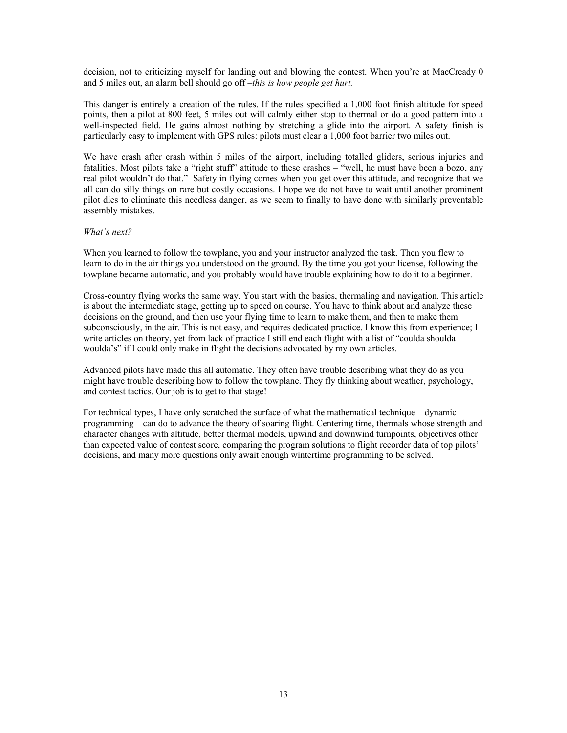decision, not to criticizing myself for landing out and blowing the contest. When you're at MacCready 0 and 5 miles out, an alarm bell should go off –*this is how people get hurt.*

This danger is entirely a creation of the rules. If the rules specified a 1,000 foot finish altitude for speed points, then a pilot at 800 feet, 5 miles out will calmly either stop to thermal or do a good pattern into a well-inspected field. He gains almost nothing by stretching a glide into the airport. A safety finish is particularly easy to implement with GPS rules: pilots must clear a 1,000 foot barrier two miles out.

We have crash after crash within 5 miles of the airport, including totalled gliders, serious injuries and fatalities. Most pilots take a "right stuff" attitude to these crashes – "well, he must have been a bozo, any real pilot wouldn't do that." Safety in flying comes when you get over this attitude, and recognize that we all can do silly things on rare but costly occasions. I hope we do not have to wait until another prominent pilot dies to eliminate this needless danger, as we seem to finally to have done with similarly preventable assembly mistakes.

*What's next?*

When you learned to follow the towplane, you and your instructor analyzed the task. Then you flew to learn to do in the air things you understood on the ground. By the time you got your license, following the towplane became automatic, and you probably would have trouble explaining how to do it to a beginner.

Cross-country flying works the same way. You start with the basics, thermaling and navigation. This article is about the intermediate stage, getting up to speed on course. You have to think about and analyze these decisions on the ground, and then use your flying time to learn to make them, and then to make them subconsciously, in the air. This is not easy, and requires dedicated practice. I know this from experience; I write articles on theory, yet from lack of practice I still end each flight with a list of "coulda shoulda woulda's" if I could only make in flight the decisions advocated by my own articles.

Advanced pilots have made this all automatic. They often have trouble describing what they do as you might have trouble describing how to follow the towplane. They fly thinking about weather, psychology, and contest tactics. Our job is to get to that stage!

For technical types, I have only scratched the surface of what the mathematical technique – dynamic programming – can do to advance the theory of soaring flight. Centering time, thermals whose strength and character changes with altitude, better thermal models, upwind and downwind turnpoints, objectives other than expected value of contest score, comparing the program solutions to flight recorder data of top pilots' decisions, and many more questions only await enough wintertime programming to be solved.